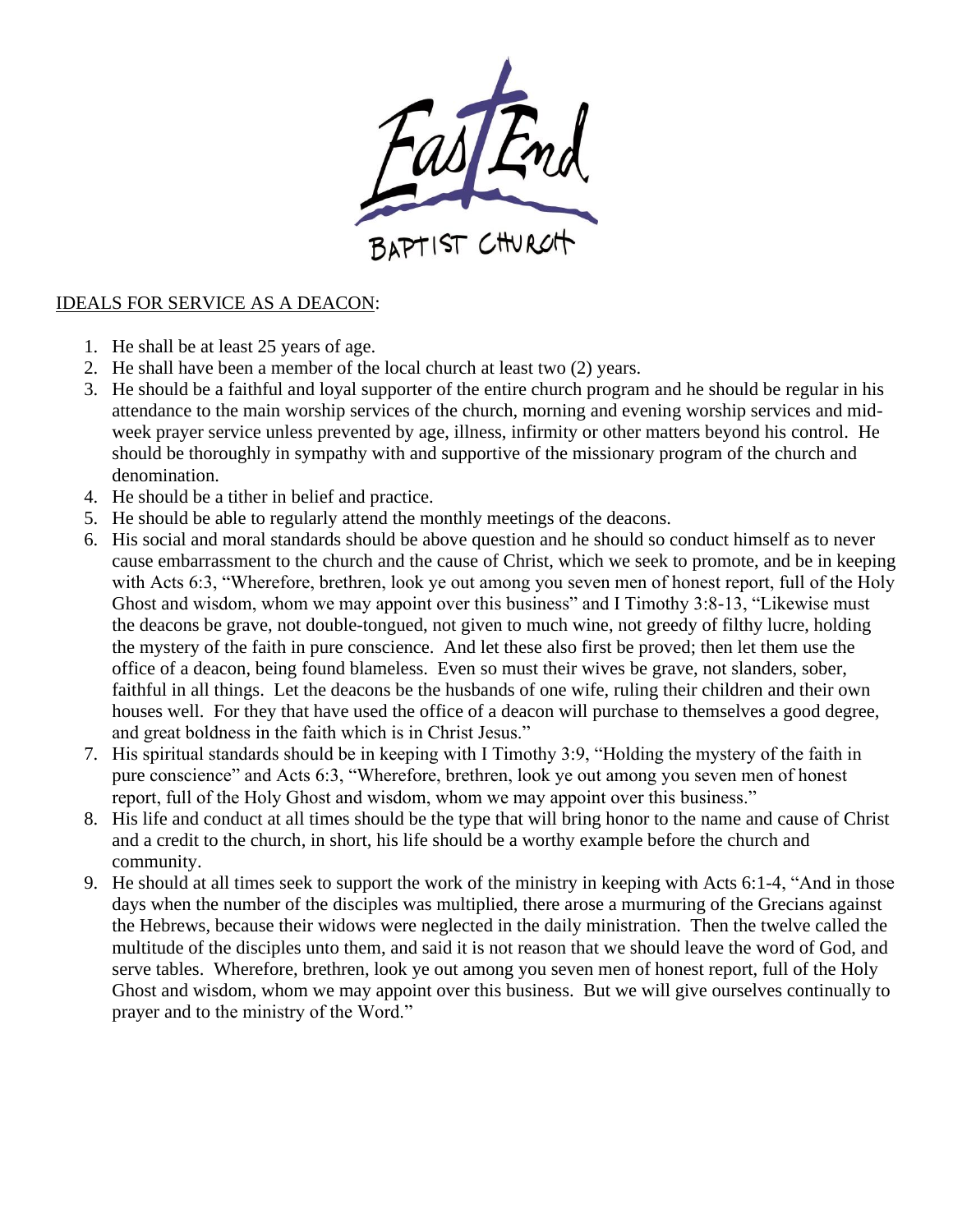East End

BAPTIST CHURCH

IDEALS FOR SERVICE AS A DEACON:

1. He shall be at least 25 years of age.
2. He shall have been a member of the local church at least two (2) years.
3. He should be a faithful and loyal supporter of the entire church program and he should be regular in his attendance to the main worship services of the church, morning and evening worship services and mid-week prayer service unless prevented by age, illness, infirmity or other matters beyond his control. He should be thoroughly in sympathy with and supportive of the missionary program of the church and denomination.
4. He should be a tither in belief and practice.
5. He should be able to regularly attend the monthly meetings of the deacons.
6. His social and moral standards should be above question and he should so conduct himself as to never cause embarrassment to the church and the cause of Christ, which we seek to promote, and be in keeping with Acts 6:3, "Wherefore, brethren, look ye out among you seven men of honest report, full of the Holy Ghost and wisdom, whom we may appoint over this business" and I Timothy 3:8-13, "Likewise must the deacons be grave, not double-tongued, not given to much wine, not greedy of filthy lucre, holding the mystery of the faith in pure conscience. And let these also first be proved; then let them use the office of a deacon, being found blameless. Even so must their wives be grave, not slanders, sober, faithful in all things. Let the deacons be the husbands of one wife, ruling their children and their own houses well. For they that have used the office of a deacon will purchase to themselves a good degree, and great boldness in the faith which is in Christ Jesus."
7. His spiritual standards should be in keeping with I Timothy 3:9, "Holding the mystery of the faith in pure conscience" and Acts 6:3, "Wherefore, brethren, look ye out among you seven men of honest report, full of the Holy Ghost and wisdom, whom we may appoint over this business."
8. His life and conduct at all times should be the type that will bring honor to the name and cause of Christ and a credit to the church, in short, his life should be a worthy example before the church and community.
9. He should at all times seek to support the work of the ministry in keeping with Acts 6:1-4, "And in those days when the number of the disciples was multiplied, there arose a murmuring of the Grecians against the Hebrews, because their widows were neglected in the daily ministration. Then the twelve called the multitude of the disciples unto them, and said it is not reason that we should leave the word of God, and serve tables. Wherefore, brethren, look ye out among you seven men of honest report, full of the Holy Ghost and wisdom, whom we may appoint over this business. But we will give ourselves continually to prayer and to the ministry of the Word."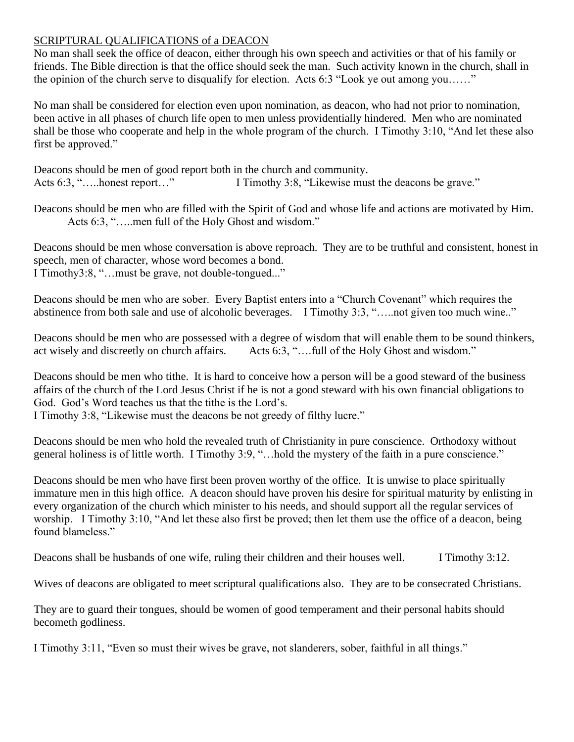SCRIPTURAL QUALIFICATIONS of a DEACON

No man shall seek the office of deacon, either through his own speech and activities or that of his family or friends. The Bible direction is that the office should seek the man. Such activity known in the church, shall in the opinion of the church serve to disqualify for election. Acts 6:3 "Look ye out among you……"

No man shall be considered for election even upon nomination, as deacon, who had not prior to nomination, been active in all phases of church life open to men unless providentially hindered. Men who are nominated shall be those who cooperate and help in the whole program of the church. I Timothy 3:10, "And let these also first be approved."

Deacons should be men of good report both in the church and community.
Acts 6:3, "…..honest report…" I Timothy 3:8, "Likewise must the deacons be grave."

Deacons should be men who are filled with the Spirit of God and whose life and actions are motivated by Him.
Acts 6:3, "…..men full of the Holy Ghost and wisdom."

Deacons should be men whose conversation is above reproach. They are to be truthful and consistent, honest in speech, men of character, whose word becomes a bond.
I Timothy3:8, "…must be grave, not double-tongued..."

Deacons should be men who are sober. Every Baptist enters into a "Church Covenant" which requires the abstinence from both sale and use of alcoholic beverages. I Timothy 3:3, "…..not given too much wine.."

Deacons should be men who are possessed with a degree of wisdom that will enable them to be sound thinkers, act wisely and discreetly on church affairs. Acts 6:3, "….full of the Holy Ghost and wisdom."

Deacons should be men who tithe. It is hard to conceive how a person will be a good steward of the business affairs of the church of the Lord Jesus Christ if he is not a good steward with his own financial obligations to God. God's Word teaches us that the tithe is the Lord's.
I Timothy 3:8, "Likewise must the deacons be not greedy of filthy lucre."

Deacons should be men who hold the revealed truth of Christianity in pure conscience. Orthodoxy without general holiness is of little worth. I Timothy 3:9, "…hold the mystery of the faith in a pure conscience."

Deacons should be men who have first been proven worthy of the office. It is unwise to place spiritually immature men in this high office. A deacon should have proven his desire for spiritual maturity by enlisting in every organization of the church which minister to his needs, and should support all the regular services of worship. I Timothy 3:10, "And let these also first be proved; then let them use the office of a deacon, being found blameless."

Deacons shall be husbands of one wife, ruling their children and their houses well. I Timothy 3:12.

Wives of deacons are obligated to meet scriptural qualifications also. They are to be consecrated Christians.

They are to guard their tongues, should be women of good temperament and their personal habits should becometh godliness.

I Timothy 3:11, "Even so must their wives be grave, not slanderers, sober, faithful in all things."